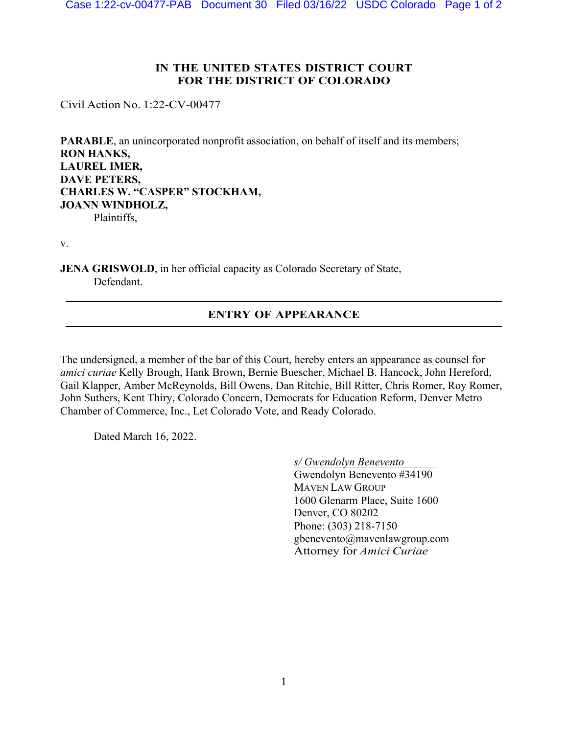**IN THE UNITED STATES DISTRICT COURT**
**FOR THE DISTRICT OF COLORADO**

Civil Action No. 1:22-CV-00477

**PARABLE**, an unincorporated nonprofit association, on behalf of itself and its members;
**RON HANKS,**
**LAUREL IMER,**
**DAVE PETERS,**
**CHARLES W. "CASPER" STOCKHAM,**
**JOANN WINDHOLZ,**
Plaintiffs,

v.

**JENA GRISWOLD**, in her official capacity as Colorado Secretary of State,
Defendant.

---

## ENTRY OF APPEARANCE

---

The undersigned, a member of the bar of this Court, hereby enters an appearance as counsel for *amici curiae* Kelly Brough, Hank Brown, Bernie Buescher, Michael B. Hancock, John Hereford, Gail Klapper, Amber McReynolds, Bill Owens, Dan Ritchie, Bill Ritter, Chris Romer, Roy Romer, John Suthers, Kent Thiry, Colorado Concern, Democrats for Education Reform, Denver Metro Chamber of Commerce, Inc., Let Colorado Vote, and Ready Colorado.

Dated March 16, 2022.

*s/ Gwendolyn Benevento*
Gwendolyn Benevento #34190
MAVEN LAW GROUP
1600 Glenarm Place, Suite 1600
Denver, CO 80202
Phone: (303) 218-7150
gbenevento@mavenlawgroup.com
Attorney for *Amici Curiae*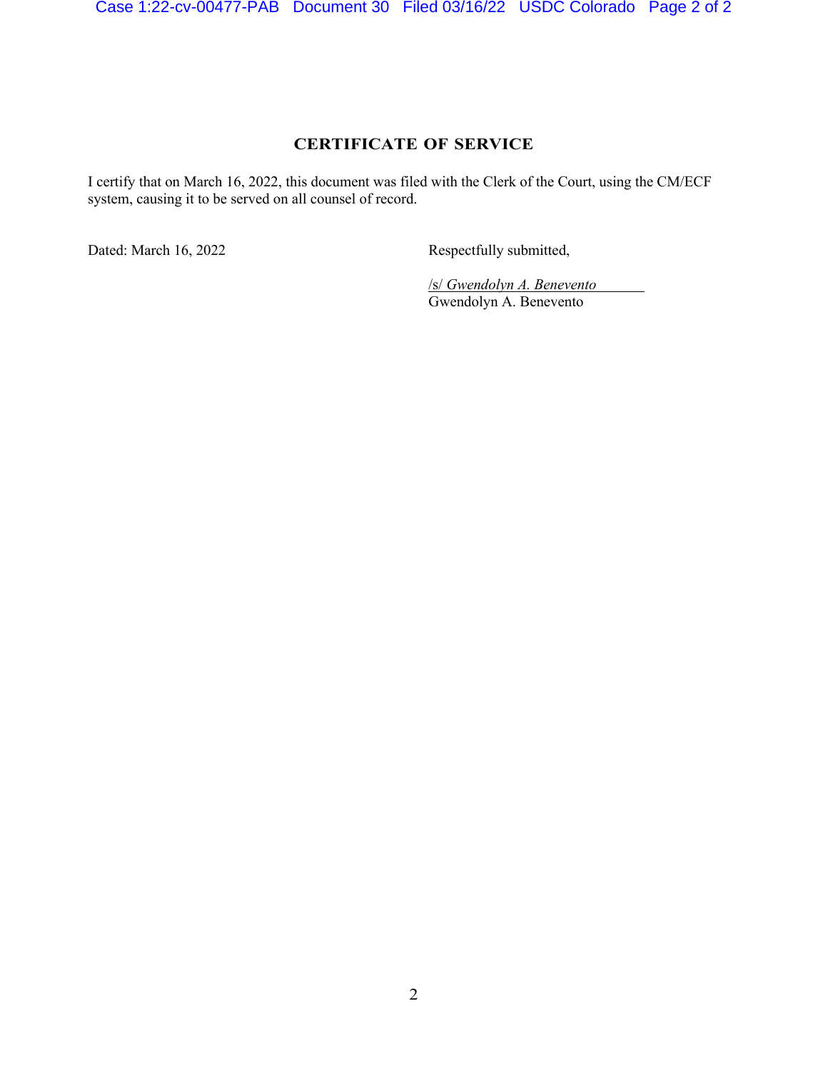## CERTIFICATE OF SERVICE

I certify that on March 16, 2022, this document was filed with the Clerk of the Court, using the CM/ECF system, causing it to be served on all counsel of record.

Dated: March 16, 2022

Respectfully submitted,

/s/ *Gwendolyn A. Benevento*
Gwendolyn A. Benevento